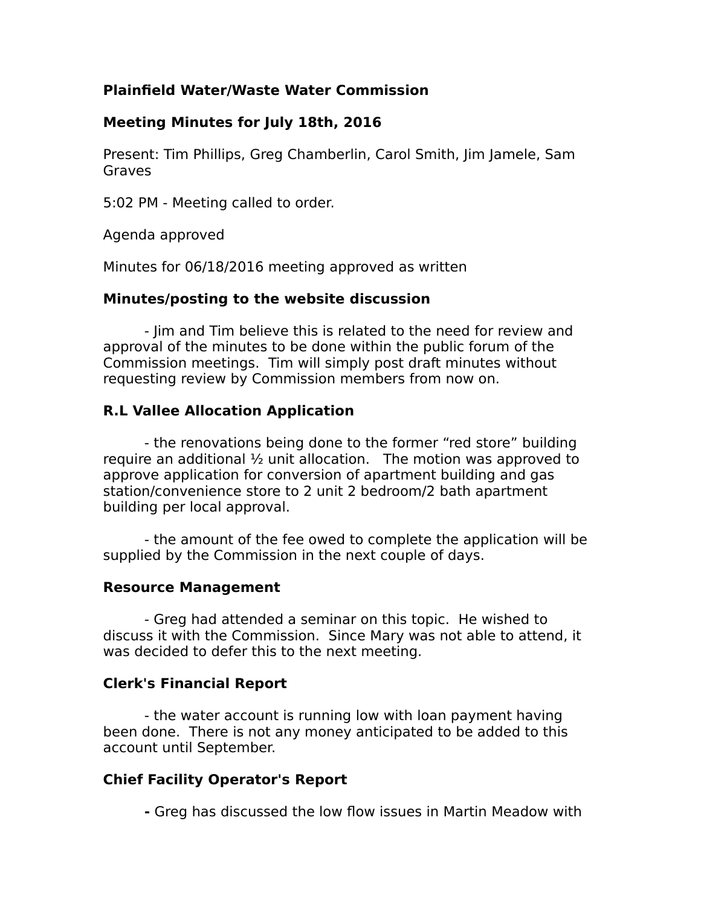**Plainfield Water/Waste Water Commission**

**Meeting Minutes for July 18th, 2016**

Present: Tim Phillips, Greg Chamberlin, Carol Smith, Jim Jamele, Sam Graves

5:02 PM - Meeting called to order.

Agenda approved

Minutes for 06/18/2016 meeting approved as written

**Minutes/posting to the website discussion**

- Jim and Tim believe this is related to the need for review and approval of the minutes to be done within the public forum of the Commission meetings. Tim will simply post draft minutes without requesting review by Commission members from now on.

**R.L Vallee Allocation Application**

- the renovations being done to the former "red store" building require an additional ½ unit allocation. The motion was approved to approve application for conversion of apartment building and gas station/convenience store to 2 unit 2 bedroom/2 bath apartment building per local approval.

- the amount of the fee owed to complete the application will be supplied by the Commission in the next couple of days.

**Resource Management**

- Greg had attended a seminar on this topic. He wished to discuss it with the Commission. Since Mary was not able to attend, it was decided to defer this to the next meeting.

**Clerk's Financial Report**

- the water account is running low with loan payment having been done. There is not any money anticipated to be added to this account until September.

**Chief Facility Operator's Report**

**-** Greg has discussed the low flow issues in Martin Meadow with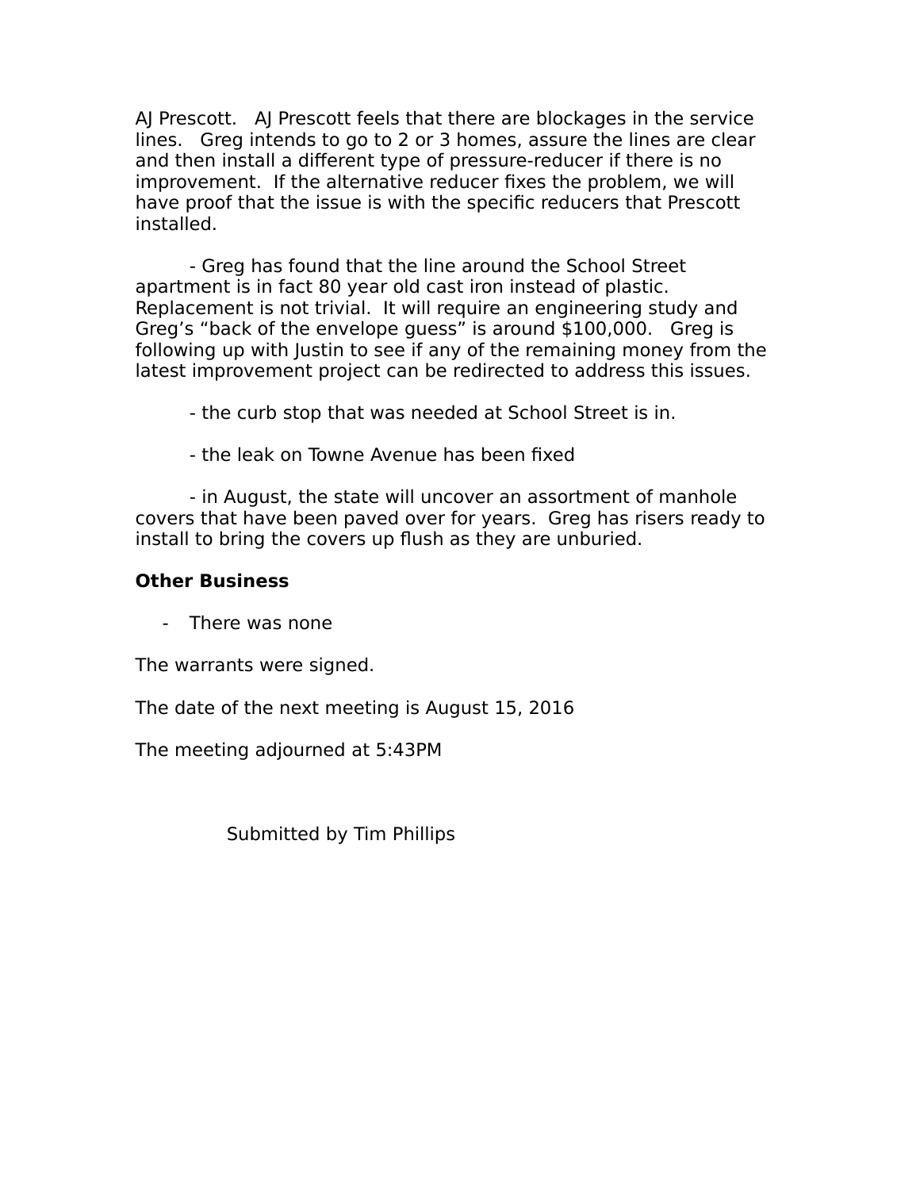AJ Prescott. AJ Prescott feels that there are blockages in the service lines. Greg intends to go to 2 or 3 homes, assure the lines are clear and then install a different type of pressure-reducer if there is no improvement. If the alternative reducer fixes the problem, we will have proof that the issue is with the specific reducers that Prescott installed.

- Greg has found that the line around the School Street apartment is in fact 80 year old cast iron instead of plastic. Replacement is not trivial. It will require an engineering study and Greg's "back of the envelope guess" is around $100,000. Greg is following up with Justin to see if any of the remaining money from the latest improvement project can be redirected to address this issues.

- the curb stop that was needed at School Street is in.

- the leak on Towne Avenue has been fixed

- in August, the state will uncover an assortment of manhole covers that have been paved over for years. Greg has risers ready to install to bring the covers up flush as they are unburied.

**Other Business**

- There was none

The warrants were signed.

The date of the next meeting is August 15, 2016

The meeting adjourned at 5:43PM

Submitted by Tim Phillips